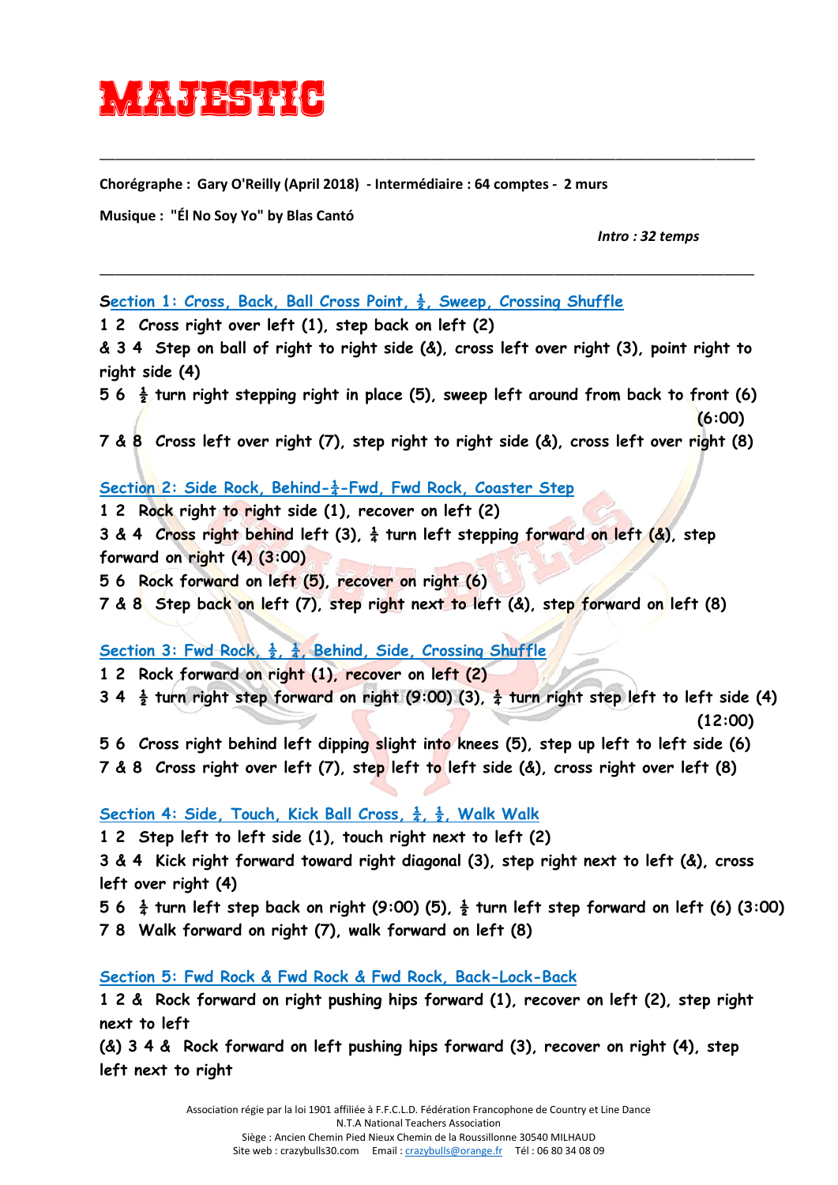# MAJESTIC

---

**Chorégraphe : Gary O'Reilly (April 2018) - Intermédiaire : 64 comptes - 2 murs**

**Musique : "Él No Soy Yo" by Blas Cantó**

*Intro : 32 temps*

---

## Section 1: Cross, Back, Ball Cross Point, ½, Sweep, Crossing Shuffle

1 2 Cross right over left (1), step back on left (2)

& 3 4 Step on ball of right to right side (&), cross left over right (3), point right to right side (4)

5 6 ½ turn right stepping right in place (5), sweep left around from back to front (6) (6:00)

7 & 8 Cross left over right (7), step right to right side (&), cross left over right (8)

## Section 2: Side Rock, Behind-¼-Fwd, Fwd Rock, Coaster Step

1 2 Rock right to right side (1), recover on left (2)

3 & 4 Cross right behind left (3), ¼ turn left stepping forward on left (&), step forward on right (4) (3:00)

5 6 Rock forward on left (5), recover on right (6)

7 & 8 Step back on left (7), step right next to left (&), step forward on left (8)

## Section 3: Fwd Rock, ½, ¼, Behind, Side, Crossing Shuffle

1 2 Rock forward on right (1), recover on left (2)

3 4 ½ turn right step forward on right (9:00) (3), ¼ turn right step left to left side (4) (12:00)

5 6 Cross right behind left dipping slight into knees (5), step up left to left side (6)

7 & 8 Cross right over left (7), step left to left side (&), cross right over left (8)

## Section 4: Side, Touch, Kick Ball Cross, ¼, ½, Walk Walk

1 2 Step left to left side (1), touch right next to left (2)

3 & 4 Kick right forward toward right diagonal (3), step right next to left (&), cross left over right (4)

5 6 ¼ turn left step back on right (9:00) (5), ½ turn left step forward on left (6) (3:00)

7 8 Walk forward on right (7), walk forward on left (8)

## Section 5: Fwd Rock & Fwd Rock & Fwd Rock, Back-Lock-Back

1 2 & Rock forward on right pushing hips forward (1), recover on left (2), step right next to left

(&) 3 4 & Rock forward on left pushing hips forward (3), recover on right (4), step left next to right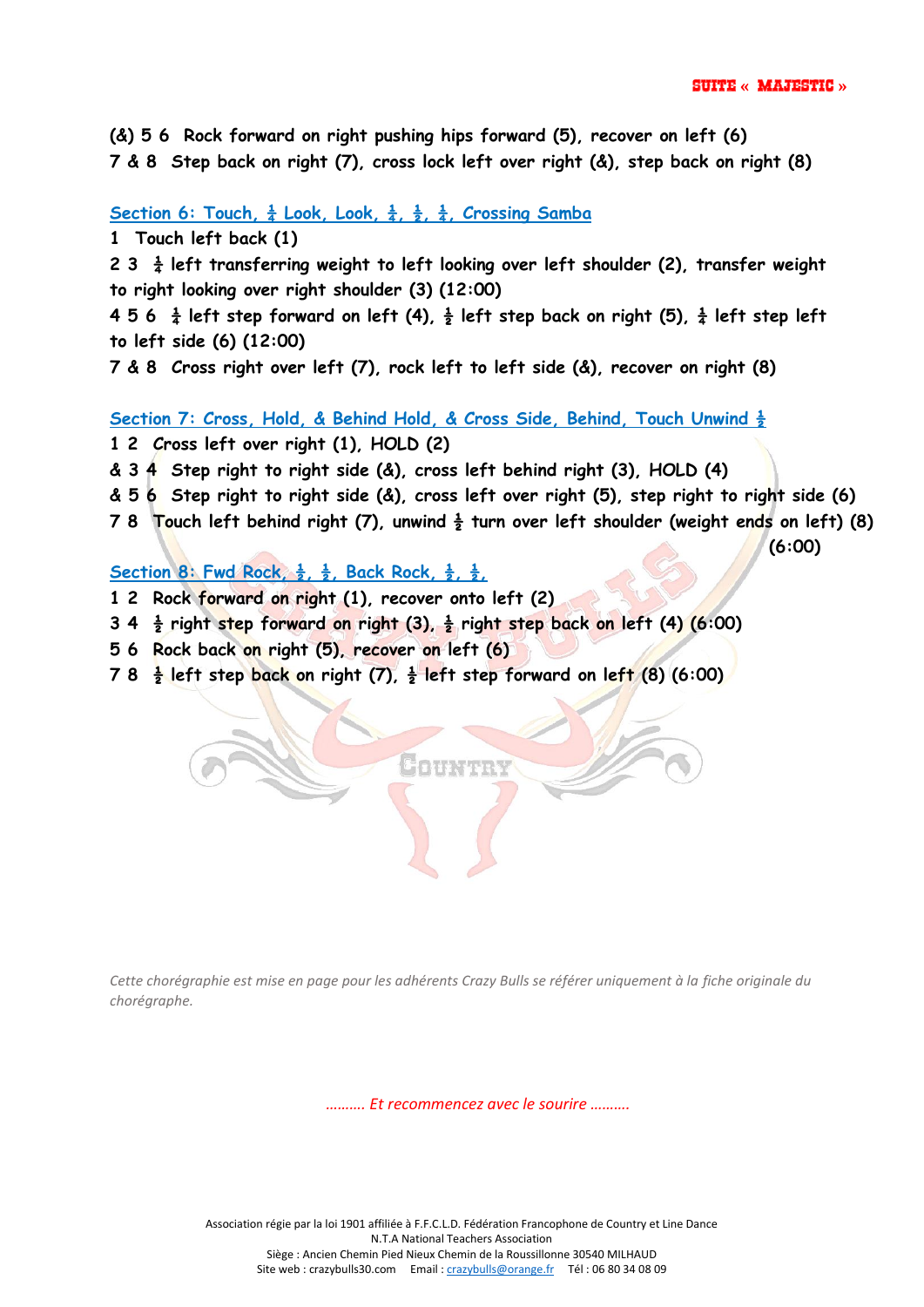(&) 5 6  Rock forward on right pushing hips forward (5), recover on left (6)
7 & 8  Step back on right (7), cross lock left over right (&), step back on right (8)

## Section 6: Touch, ¼ Look, Look, ¼, ½, ¼, Crossing Samba

1  Touch left back (1)
2 3  ¼ left transferring weight to left looking over left shoulder (2), transfer weight to right looking over right shoulder (3) (12:00)
4 5 6  ¼ left step forward on left (4), ½ left step back on right (5), ¼ left step left to left side (6) (12:00)
7 & 8  Cross right over left (7), rock left to left side (&), recover on right (8)

## Section 7: Cross, Hold, & Behind Hold, & Cross Side, Behind, Touch Unwind ½

1 2  Cross left over right (1), HOLD (2)
& 3 4  Step right to right side (&), cross left behind right (3), HOLD (4)
& 5 6  Step right to right side (&), cross left over right (5), step right to right side (6)
7 8  Touch left behind right (7), unwind ½ turn over left shoulder (weight ends on left) (8) (6:00)

## Section 8: Fwd Rock, ½, ½, Back Rock, ½, ½,

1 2  Rock forward on right (1), recover onto left (2)
3 4  ½ right step forward on right (3), ½ right step back on left (4) (6:00)
5 6  Rock back on right (5), recover on left (6)
7 8  ½ left step back on right (7), ½ left step forward on left (8) (6:00)

*Cette chorégraphie est mise en page pour les adhérents Crazy Bulls se référer uniquement à la fiche originale du chorégraphe.*

*………. Et recommencez avec le sourire ……….*

Association régie par la loi 1901 affiliée à F.F.C.L.D. Fédération Francophone de Country et Line Dance
N.T.A National Teachers Association
Siège : Ancien Chemin Pied Nieux Chemin de la Roussillonne 30540 MILHAUD
Site web : crazybulls30.com  Email : crazybulls@orange.fr  Tél : 06 80 34 08 09